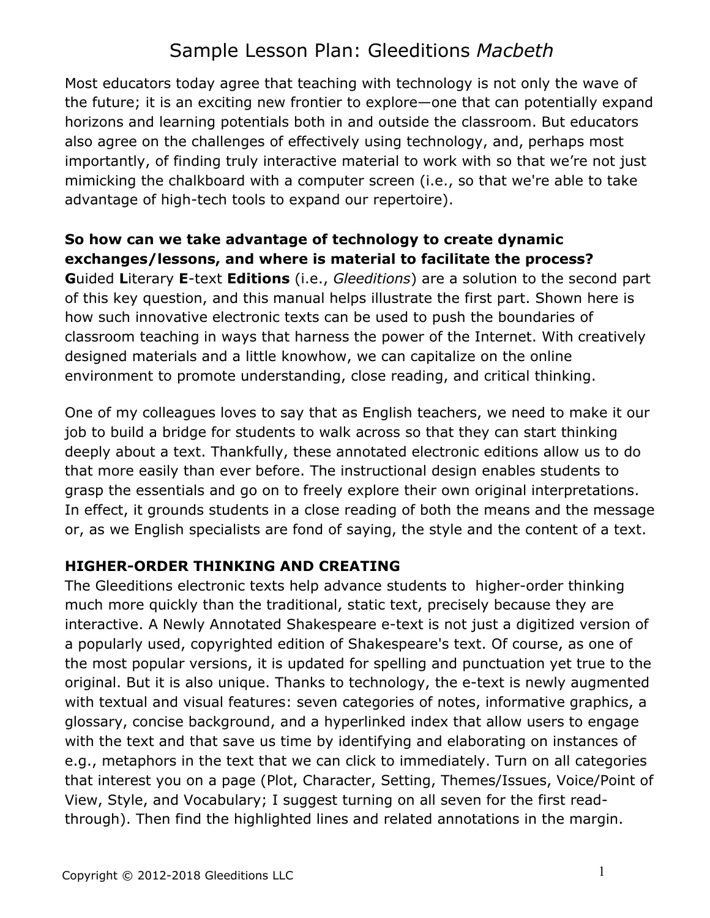# Sample Lesson Plan: Gleeditions *Macbeth*

Most educators today agree that teaching with technology is not only the wave of the future; it is an exciting new frontier to explore—one that can potentially expand horizons and learning potentials both in and outside the classroom. But educators also agree on the challenges of effectively using technology, and, perhaps most importantly, of finding truly interactive material to work with so that we're not just mimicking the chalkboard with a computer screen (i.e., so that we're able to take advantage of high-tech tools to expand our repertoire).

**So how can we take advantage of technology to create dynamic exchanges/lessons, and where is material to facilitate the process?**
**G**uided **L**iterary **E**-text **Editions** (i.e., *Gleeditions*) are a solution to the second part of this key question, and this manual helps illustrate the first part. Shown here is how such innovative electronic texts can be used to push the boundaries of classroom teaching in ways that harness the power of the Internet. With creatively designed materials and a little knowhow, we can capitalize on the online environment to promote understanding, close reading, and critical thinking.

One of my colleagues loves to say that as English teachers, we need to make it our job to build a bridge for students to walk across so that they can start thinking deeply about a text. Thankfully, these annotated electronic editions allow us to do that more easily than ever before. The instructional design enables students to grasp the essentials and go on to freely explore their own original interpretations. In effect, it grounds students in a close reading of both the means and the message or, as we English specialists are fond of saying, the style and the content of a text.

**HIGHER-ORDER THINKING AND CREATING**
The Gleeditions electronic texts help advance students to higher-order thinking much more quickly than the traditional, static text, precisely because they are interactive. A Newly Annotated Shakespeare e-text is not just a digitized version of a popularly used, copyrighted edition of Shakespeare's text. Of course, as one of the most popular versions, it is updated for spelling and punctuation yet true to the original. But it is also unique. Thanks to technology, the e-text is newly augmented with textual and visual features: seven categories of notes, informative graphics, a glossary, concise background, and a hyperlinked index that allow users to engage with the text and that save us time by identifying and elaborating on instances of e.g., metaphors in the text that we can click to immediately. Turn on all categories that interest you on a page (Plot, Character, Setting, Themes/Issues, Voice/Point of View, Style, and Vocabulary; I suggest turning on all seven for the first read-through). Then find the highlighted lines and related annotations in the margin.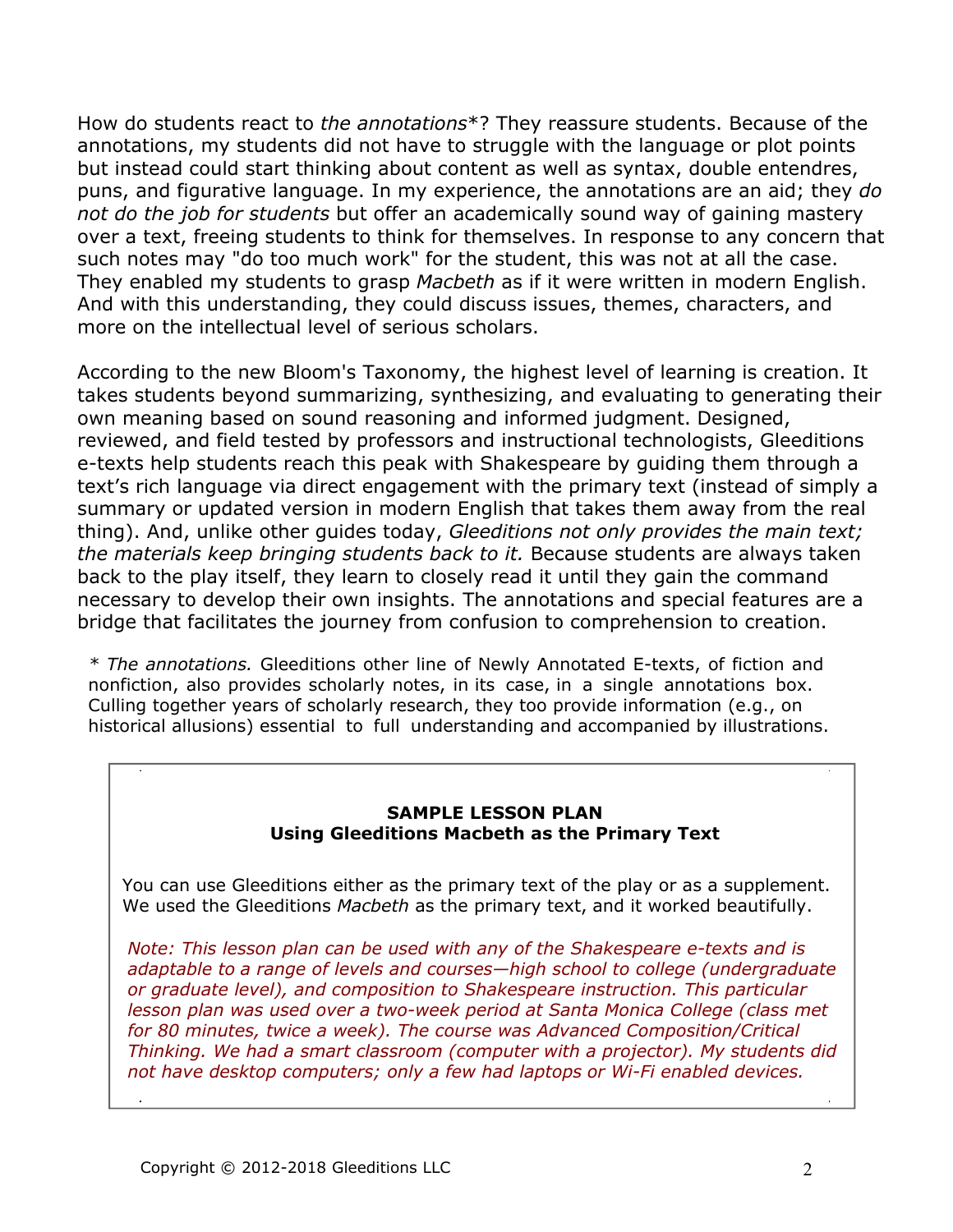How do students react to *the annotations*\*? They reassure students. Because of the annotations, my students did not have to struggle with the language or plot points but instead could start thinking about content as well as syntax, double entendres, puns, and figurative language. In my experience, the annotations are an aid; they *do not do the job for students* but offer an academically sound way of gaining mastery over a text, freeing students to think for themselves. In response to any concern that such notes may "do too much work" for the student, this was not at all the case. They enabled my students to grasp *Macbeth* as if it were written in modern English. And with this understanding, they could discuss issues, themes, characters, and more on the intellectual level of serious scholars.

According to the new Bloom's Taxonomy, the highest level of learning is creation. It takes students beyond summarizing, synthesizing, and evaluating to generating their own meaning based on sound reasoning and informed judgment. Designed, reviewed, and field tested by professors and instructional technologists, Gleeditions e-texts help students reach this peak with Shakespeare by guiding them through a text's rich language via direct engagement with the primary text (instead of simply a summary or updated version in modern English that takes them away from the real thing). And, unlike other guides today, *Gleeditions not only provides the main text; the materials keep bringing students back to it.* Because students are always taken back to the play itself, they learn to closely read it until they gain the command necessary to develop their own insights. The annotations and special features are a bridge that facilitates the journey from confusion to comprehension to creation.

\* *The annotations.* Gleeditions other line of Newly Annotated E-texts, of fiction and nonfiction, also provides scholarly notes, in its case, in a single annotations box. Culling together years of scholarly research, they too provide information (e.g., on historical allusions) essential to full understanding and accompanied by illustrations.

---

**SAMPLE LESSON PLAN**
**Using Gleeditions Macbeth as the Primary Text**

You can use Gleeditions either as the primary text of the play or as a supplement. We used the Gleeditions *Macbeth* as the primary text, and it worked beautifully.

*Note: This lesson plan can be used with any of the Shakespeare e-texts and is adaptable to a range of levels and courses—high school to college (undergraduate or graduate level), and composition to Shakespeare instruction. This particular lesson plan was used over a two-week period at Santa Monica College (class met for 80 minutes, twice a week). The course was Advanced Composition/Critical Thinking. We had a smart classroom (computer with a projector). My students did not have desktop computers; only a few had laptops or Wi-Fi enabled devices.*

---

Copyright © 2012-2018 Gleeditions LLC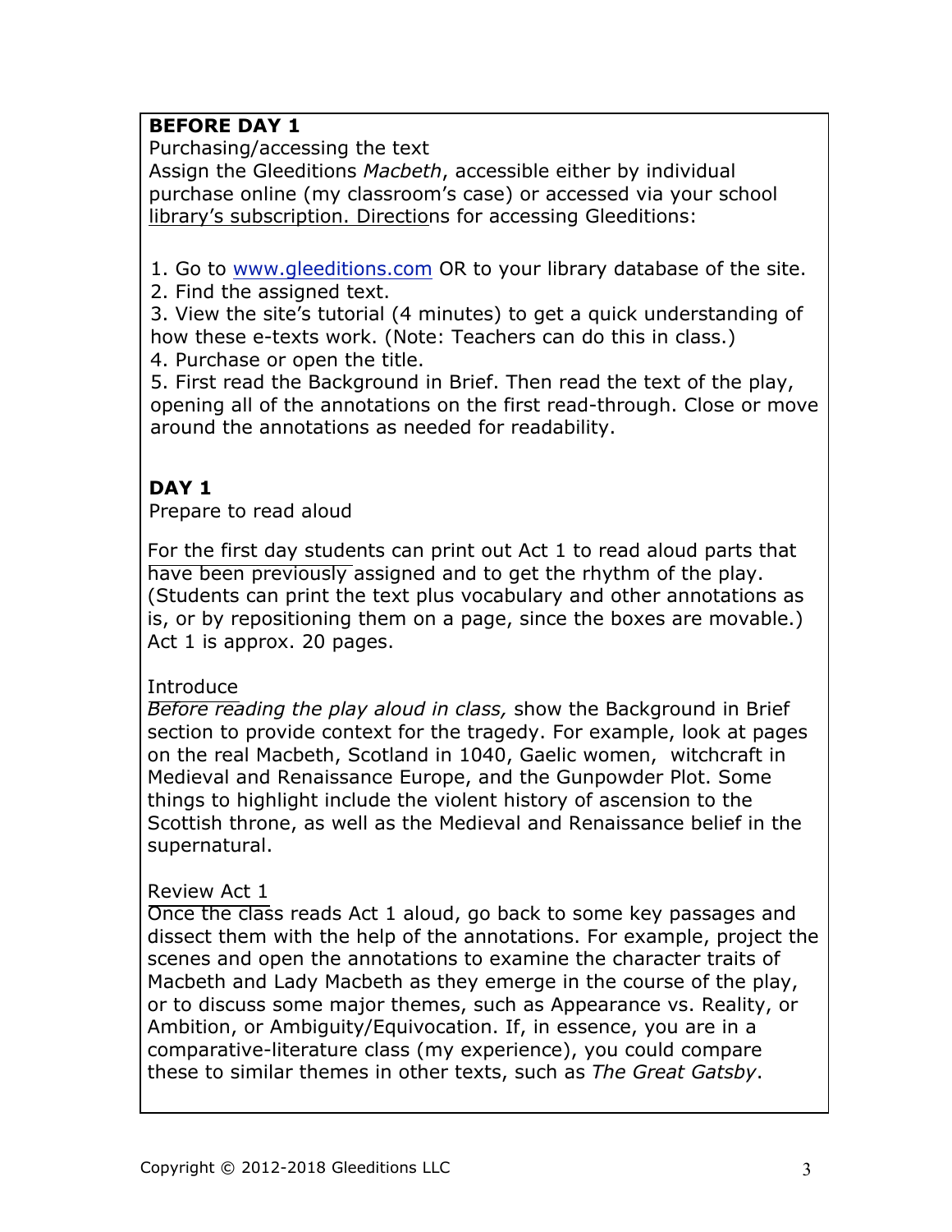**BEFORE DAY 1**

Purchasing/accessing the text

Assign the Gleeditions *Macbeth*, accessible either by individual purchase online (my classroom's case) or accessed via your school library's subscription. Directions for accessing Gleeditions:

1. Go to www.gleeditions.com OR to your library database of the site.
2. Find the assigned text.
3. View the site's tutorial (4 minutes) to get a quick understanding of how these e-texts work. (Note: Teachers can do this in class.)
4. Purchase or open the title.
5. First read the Background in Brief. Then read the text of the play, opening all of the annotations on the first read-through. Close or move around the annotations as needed for readability.

**DAY 1**

Prepare to read aloud

For the first day students can print out Act 1 to read aloud parts that have been previously assigned and to get the rhythm of the play. (Students can print the text plus vocabulary and other annotations as is, or by repositioning them on a page, since the boxes are movable.) Act 1 is approx. 20 pages.

Introduce

*Before reading the play aloud in class,* show the Background in Brief section to provide context for the tragedy. For example, look at pages on the real Macbeth, Scotland in 1040, Gaelic women, witchcraft in Medieval and Renaissance Europe, and the Gunpowder Plot. Some things to highlight include the violent history of ascension to the Scottish throne, as well as the Medieval and Renaissance belief in the supernatural.

Review Act 1

Once the class reads Act 1 aloud, go back to some key passages and dissect them with the help of the annotations. For example, project the scenes and open the annotations to examine the character traits of Macbeth and Lady Macbeth as they emerge in the course of the play, or to discuss some major themes, such as Appearance vs. Reality, or Ambition, or Ambiguity/Equivocation. If, in essence, you are in a comparative-literature class (my experience), you could compare these to similar themes in other texts, such as *The Great Gatsby*.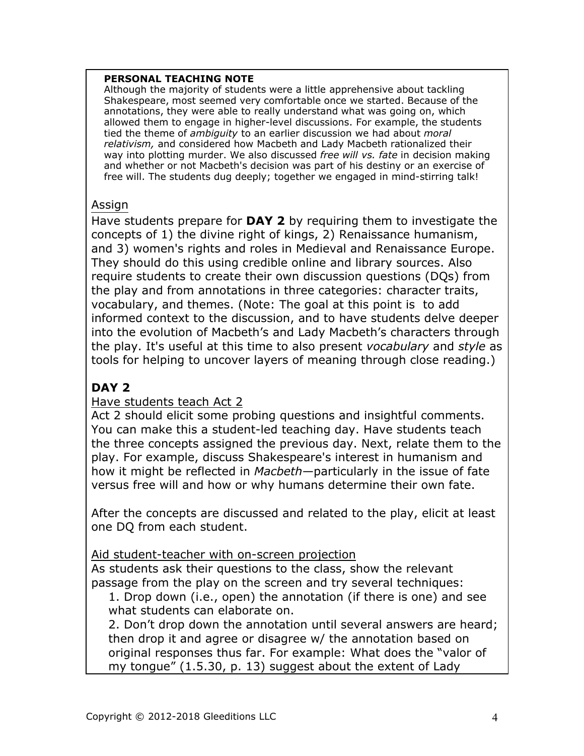**PERSONAL TEACHING NOTE**

Although the majority of students were a little apprehensive about tackling Shakespeare, most seemed very comfortable once we started. Because of the annotations, they were able to really understand what was going on, which allowed them to engage in higher-level discussions. For example, the students tied the theme of *ambiguity* to an earlier discussion we had about *moral relativism,* and considered how Macbeth and Lady Macbeth rationalized their way into plotting murder. We also discussed *free will vs. fate* in decision making and whether or not Macbeth's decision was part of his destiny or an exercise of free will. The students dug deeply; together we engaged in mind-stirring talk!

Assign

Have students prepare for **DAY 2** by requiring them to investigate the concepts of 1) the divine right of kings, 2) Renaissance humanism, and 3) women's rights and roles in Medieval and Renaissance Europe. They should do this using credible online and library sources. Also require students to create their own discussion questions (DQs) from the play and from annotations in three categories: character traits, vocabulary, and themes. (Note: The goal at this point is to add informed context to the discussion, and to have students delve deeper into the evolution of Macbeth's and Lady Macbeth's characters through the play. It's useful at this time to also present *vocabulary* and *style* as tools for helping to uncover layers of meaning through close reading.)

## DAY 2

Have students teach Act 2

Act 2 should elicit some probing questions and insightful comments. You can make this a student-led teaching day. Have students teach the three concepts assigned the previous day. Next, relate them to the play. For example, discuss Shakespeare's interest in humanism and how it might be reflected in *Macbeth*—particularly in the issue of fate versus free will and how or why humans determine their own fate.

After the concepts are discussed and related to the play, elicit at least one DQ from each student.

Aid student-teacher with on-screen projection

As students ask their questions to the class, show the relevant passage from the play on the screen and try several techniques:

1. Drop down (i.e., open) the annotation (if there is one) and see what students can elaborate on.
2. Don't drop down the annotation until several answers are heard; then drop it and agree or disagree w/ the annotation based on original responses thus far. For example: What does the "valor of my tongue" (1.5.30, p. 13) suggest about the extent of Lady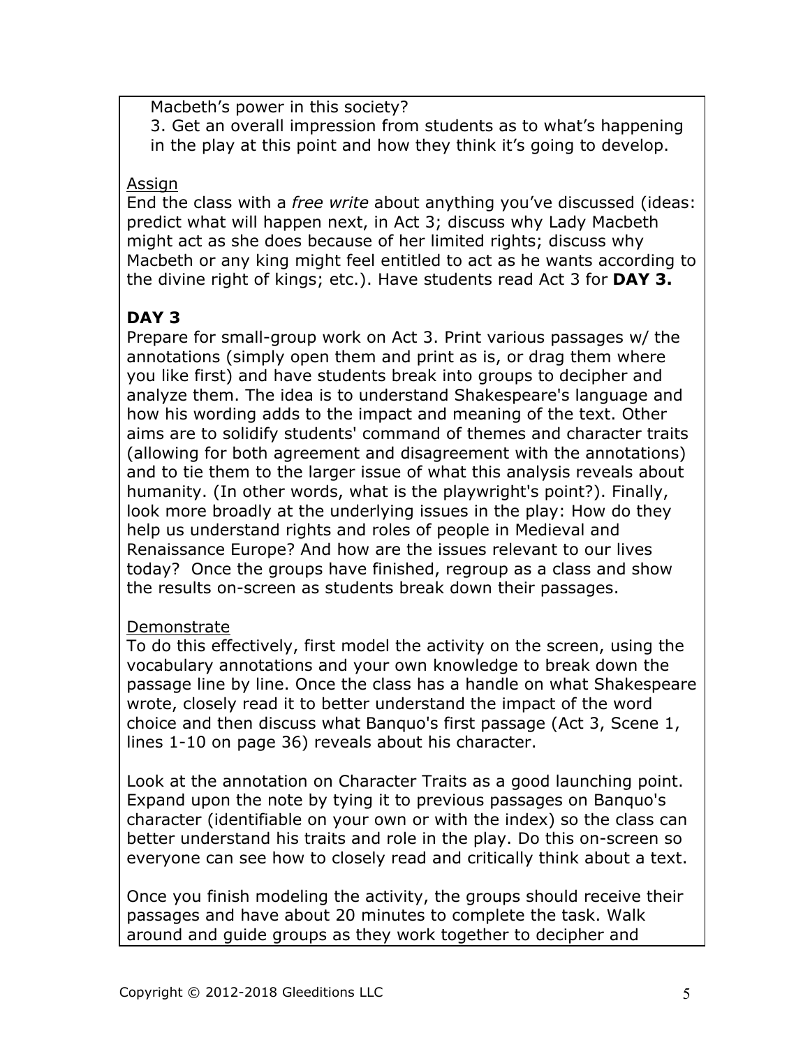Macbeth's power in this society?

3. Get an overall impression from students as to what's happening in the play at this point and how they think it's going to develop.

Assign

End the class with a *free write* about anything you've discussed (ideas: predict what will happen next, in Act 3; discuss why Lady Macbeth might act as she does because of her limited rights; discuss why Macbeth or any king might feel entitled to act as he wants according to the divine right of kings; etc.). Have students read Act 3 for **DAY 3.**

**DAY 3**

Prepare for small-group work on Act 3. Print various passages w/ the annotations (simply open them and print as is, or drag them where you like first) and have students break into groups to decipher and analyze them. The idea is to understand Shakespeare's language and how his wording adds to the impact and meaning of the text. Other aims are to solidify students' command of themes and character traits (allowing for both agreement and disagreement with the annotations) and to tie them to the larger issue of what this analysis reveals about humanity. (In other words, what is the playwright's point?). Finally, look more broadly at the underlying issues in the play: How do they help us understand rights and roles of people in Medieval and Renaissance Europe? And how are the issues relevant to our lives today? Once the groups have finished, regroup as a class and show the results on-screen as students break down their passages.

Demonstrate

To do this effectively, first model the activity on the screen, using the vocabulary annotations and your own knowledge to break down the passage line by line. Once the class has a handle on what Shakespeare wrote, closely read it to better understand the impact of the word choice and then discuss what Banquo's first passage (Act 3, Scene 1, lines 1-10 on page 36) reveals about his character.

Look at the annotation on Character Traits as a good launching point. Expand upon the note by tying it to previous passages on Banquo's character (identifiable on your own or with the index) so the class can better understand his traits and role in the play. Do this on-screen so everyone can see how to closely read and critically think about a text.

Once you finish modeling the activity, the groups should receive their passages and have about 20 minutes to complete the task. Walk around and guide groups as they work together to decipher and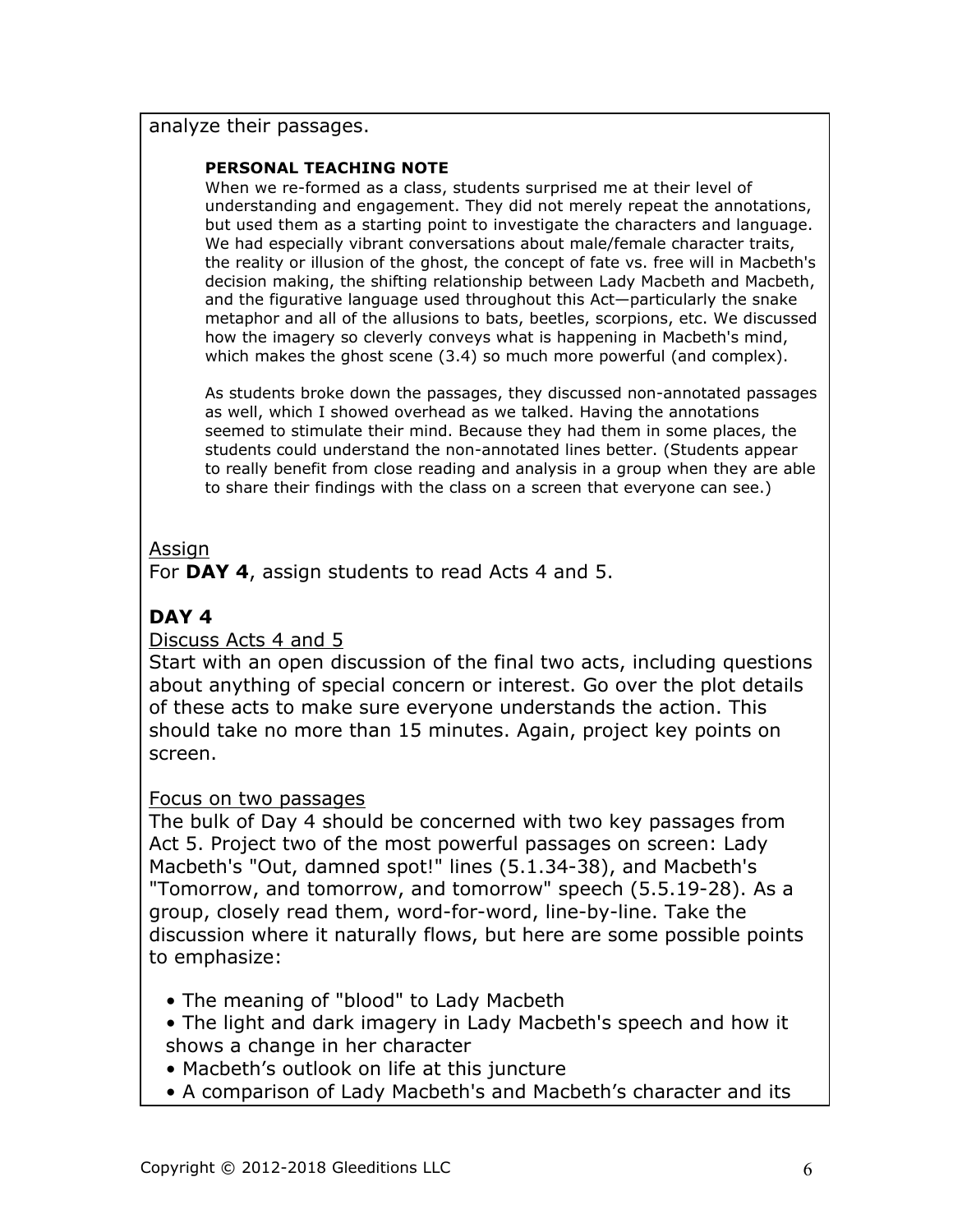analyze their passages.

**PERSONAL TEACHING NOTE**

When we re-formed as a class, students surprised me at their level of understanding and engagement. They did not merely repeat the annotations, but used them as a starting point to investigate the characters and language. We had especially vibrant conversations about male/female character traits, the reality or illusion of the ghost, the concept of fate vs. free will in Macbeth's decision making, the shifting relationship between Lady Macbeth and Macbeth, and the figurative language used throughout this Act—particularly the snake metaphor and all of the allusions to bats, beetles, scorpions, etc. We discussed how the imagery so cleverly conveys what is happening in Macbeth's mind, which makes the ghost scene (3.4) so much more powerful (and complex).

As students broke down the passages, they discussed non-annotated passages as well, which I showed overhead as we talked. Having the annotations seemed to stimulate their mind. Because they had them in some places, the students could understand the non-annotated lines better. (Students appear to really benefit from close reading and analysis in a group when they are able to share their findings with the class on a screen that everyone can see.)

Assign

For **DAY 4**, assign students to read Acts 4 and 5.

## DAY 4

Discuss Acts 4 and 5

Start with an open discussion of the final two acts, including questions about anything of special concern or interest. Go over the plot details of these acts to make sure everyone understands the action. This should take no more than 15 minutes. Again, project key points on screen.

Focus on two passages

The bulk of Day 4 should be concerned with two key passages from Act 5. Project two of the most powerful passages on screen: Lady Macbeth's "Out, damned spot!" lines (5.1.34-38), and Macbeth's "Tomorrow, and tomorrow, and tomorrow" speech (5.5.19-28). As a group, closely read them, word-for-word, line-by-line. Take the discussion where it naturally flows, but here are some possible points to emphasize:

- The meaning of "blood" to Lady Macbeth
- The light and dark imagery in Lady Macbeth's speech and how it shows a change in her character
- Macbeth's outlook on life at this juncture
- A comparison of Lady Macbeth's and Macbeth's character and its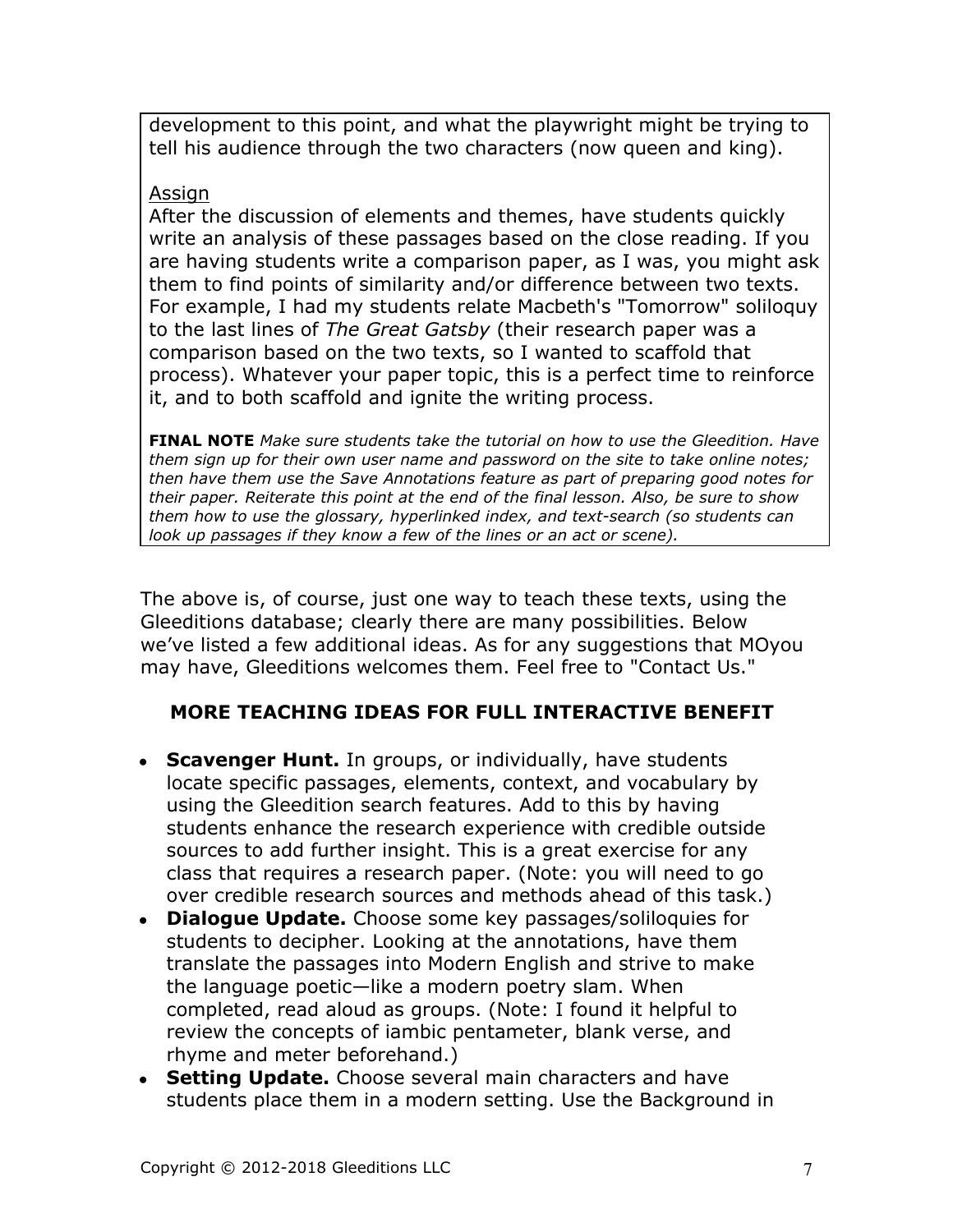development to this point, and what the playwright might be trying to tell his audience through the two characters (now queen and king).

Assign

After the discussion of elements and themes, have students quickly write an analysis of these passages based on the close reading. If you are having students write a comparison paper, as I was, you might ask them to find points of similarity and/or difference between two texts. For example, I had my students relate Macbeth's "Tomorrow" soliloquy to the last lines of *The Great Gatsby* (their research paper was a comparison based on the two texts, so I wanted to scaffold that process). Whatever your paper topic, this is a perfect time to reinforce it, and to both scaffold and ignite the writing process.

**FINAL NOTE** *Make sure students take the tutorial on how to use the Gleedition. Have them sign up for their own user name and password on the site to take online notes; then have them use the Save Annotations feature as part of preparing good notes for their paper. Reiterate this point at the end of the final lesson. Also, be sure to show them how to use the glossary, hyperlinked index, and text-search (so students can look up passages if they know a few of the lines or an act or scene).*

The above is, of course, just one way to teach these texts, using the Gleeditions database; clearly there are many possibilities. Below we've listed a few additional ideas. As for any suggestions that MOyou may have, Gleeditions welcomes them. Feel free to "Contact Us."

## MORE TEACHING IDEAS FOR FULL INTERACTIVE BENEFIT

- **Scavenger Hunt.** In groups, or individually, have students locate specific passages, elements, context, and vocabulary by using the Gleedition search features. Add to this by having students enhance the research experience with credible outside sources to add further insight. This is a great exercise for any class that requires a research paper. (Note: you will need to go over credible research sources and methods ahead of this task.)
- **Dialogue Update.** Choose some key passages/soliloquies for students to decipher. Looking at the annotations, have them translate the passages into Modern English and strive to make the language poetic—like a modern poetry slam. When completed, read aloud as groups. (Note: I found it helpful to review the concepts of iambic pentameter, blank verse, and rhyme and meter beforehand.)
- **Setting Update.** Choose several main characters and have students place them in a modern setting. Use the Background in

Copyright © 2012-2018 Gleeditions LLC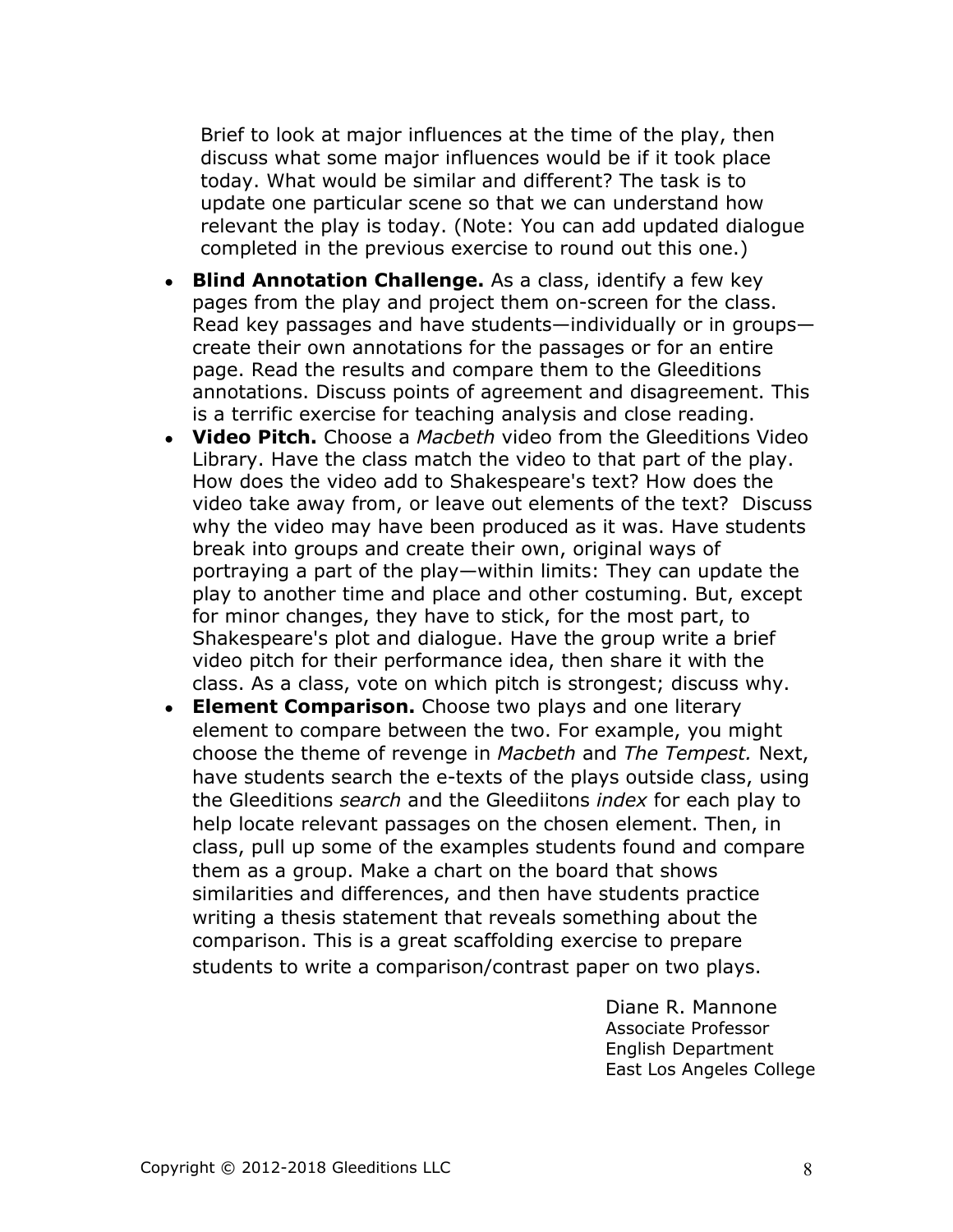Brief to look at major influences at the time of the play, then discuss what some major influences would be if it took place today. What would be similar and different? The task is to update one particular scene so that we can understand how relevant the play is today. (Note: You can add updated dialogue completed in the previous exercise to round out this one.)

- **Blind Annotation Challenge.** As a class, identify a few key pages from the play and project them on-screen for the class. Read key passages and have students—individually or in groups—create their own annotations for the passages or for an entire page. Read the results and compare them to the Gleeditions annotations. Discuss points of agreement and disagreement. This is a terrific exercise for teaching analysis and close reading.
- **Video Pitch.** Choose a *Macbeth* video from the Gleeditions Video Library. Have the class match the video to that part of the play. How does the video add to Shakespeare's text? How does the video take away from, or leave out elements of the text? Discuss why the video may have been produced as it was. Have students break into groups and create their own, original ways of portraying a part of the play—within limits: They can update the play to another time and place and other costuming. But, except for minor changes, they have to stick, for the most part, to Shakespeare's plot and dialogue. Have the group write a brief video pitch for their performance idea, then share it with the class. As a class, vote on which pitch is strongest; discuss why.
- **Element Comparison.** Choose two plays and one literary element to compare between the two. For example, you might choose the theme of revenge in *Macbeth* and *The Tempest.* Next, have students search the e-texts of the plays outside class, using the Gleeditions *search* and the Gleediitons *index* for each play to help locate relevant passages on the chosen element. Then, in class, pull up some of the examples students found and compare them as a group. Make a chart on the board that shows similarities and differences, and then have students practice writing a thesis statement that reveals something about the comparison. This is a great scaffolding exercise to prepare students to write a comparison/contrast paper on two plays.

Diane R. Mannone
Associate Professor
English Department
East Los Angeles College

Copyright © 2012-2018 Gleeditions LLC